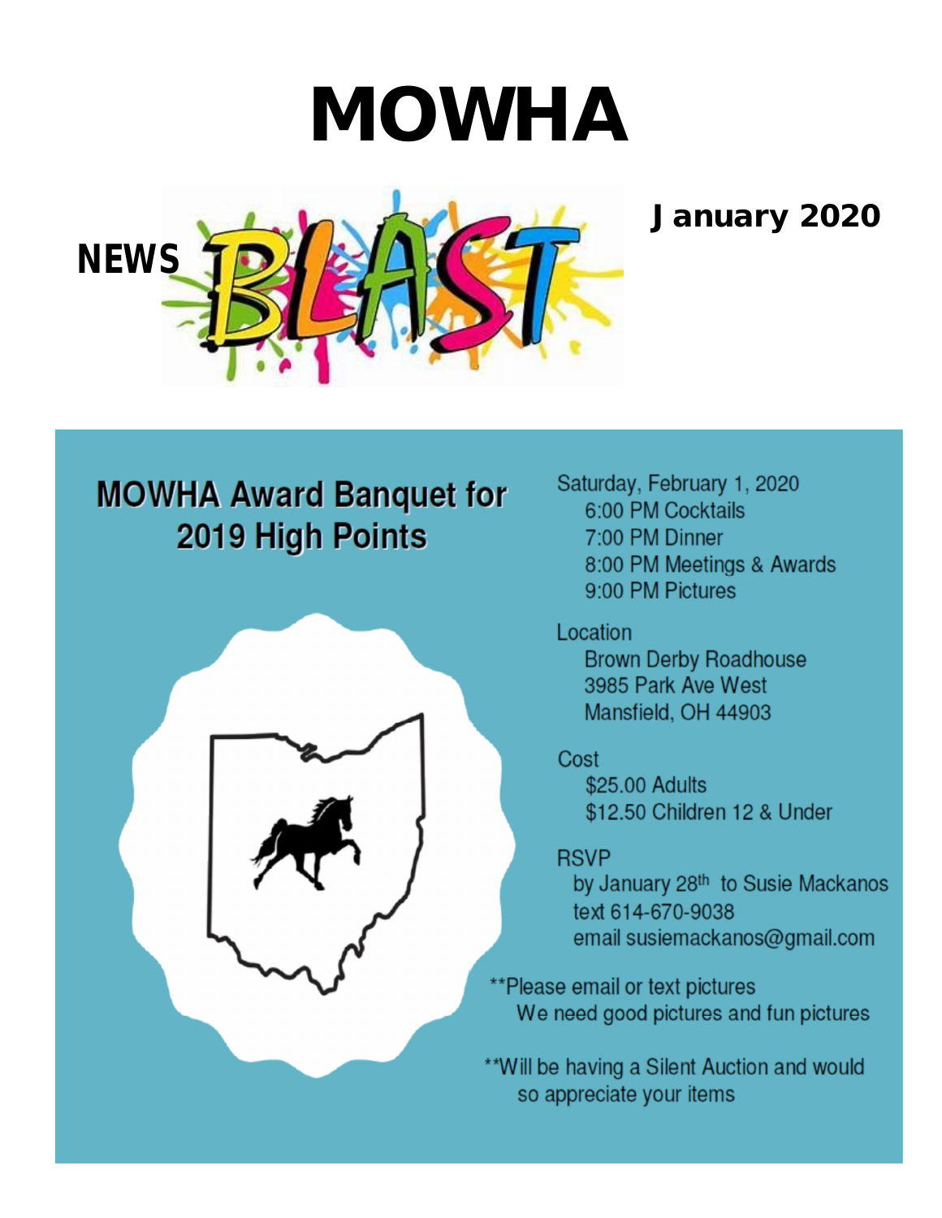# MOWHA

**NEWS** BLAST

**January 2020**

## MOWHA Award Banquet for 2019 High Points

Saturday, February 1, 2020
- 6:00 PM Cocktails
- 7:00 PM Dinner
- 8:00 PM Meetings & Awards
- 9:00 PM Pictures

Location
- Brown Derby Roadhouse
- 3985 Park Ave West
- Mansfield, OH 44903

Cost
- $25.00 Adults
- $12.50 Children 12 & Under

RSVP
- by January 28th to Susie Mackanos
- text 614-670-9038
- email susiemackanos@gmail.com

**Please email or text pictures
We need good pictures and fun pictures

**Will be having a Silent Auction and would so appreciate your items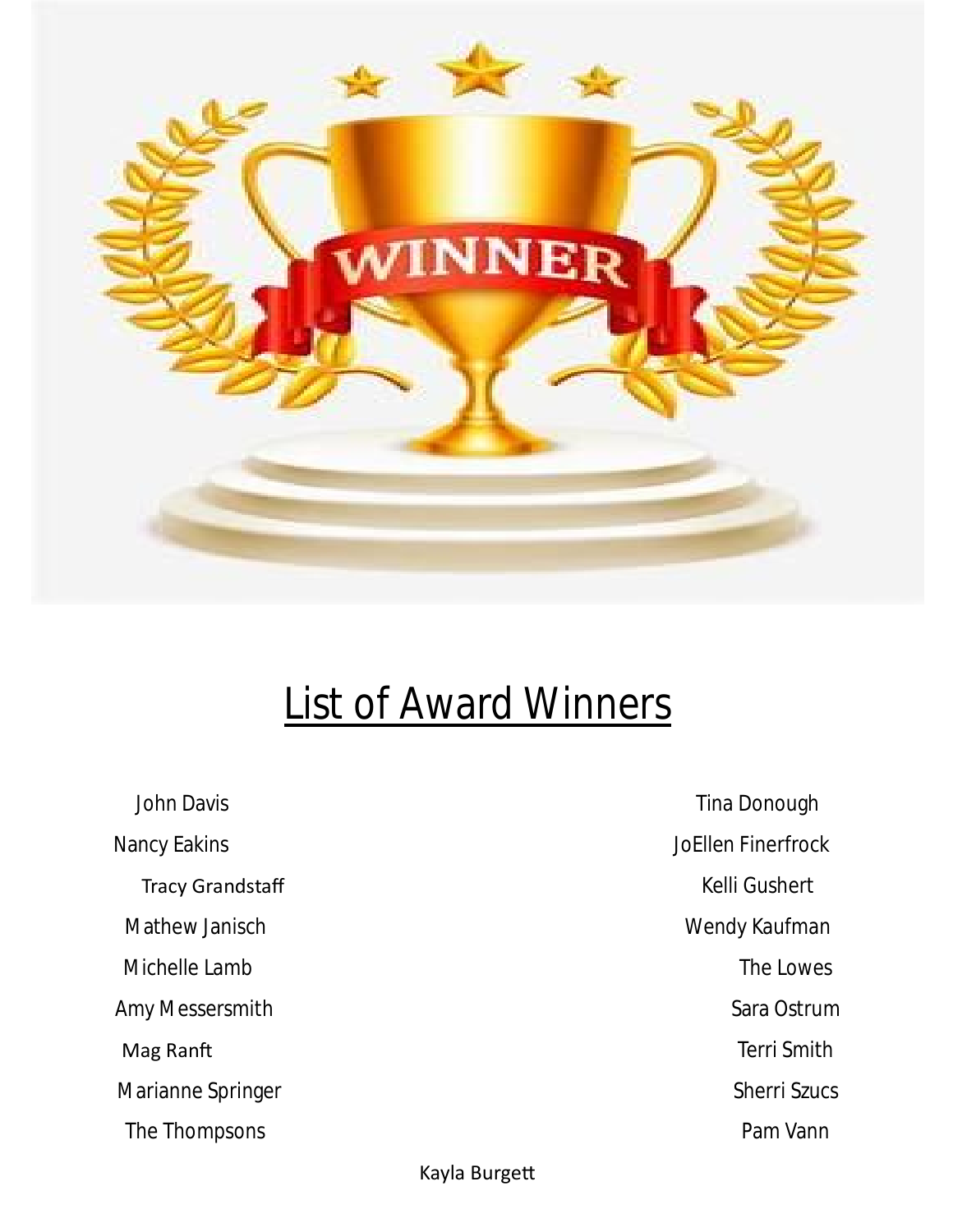## List of Award Winners

John Davis

Tina Donough

Nancy Eakins

JoEllen Finerfrock

Tracy Grandstaff

Kelli Gushert

Mathew Janisch

Wendy Kaufman

Michelle Lamb

The Lowes

Amy Messersmith

Sara Ostrum

Mag Ranft

Terri Smith

Marianne Springer

Sherri Szucs

The Thompsons

Pam Vann

Kayla Burgett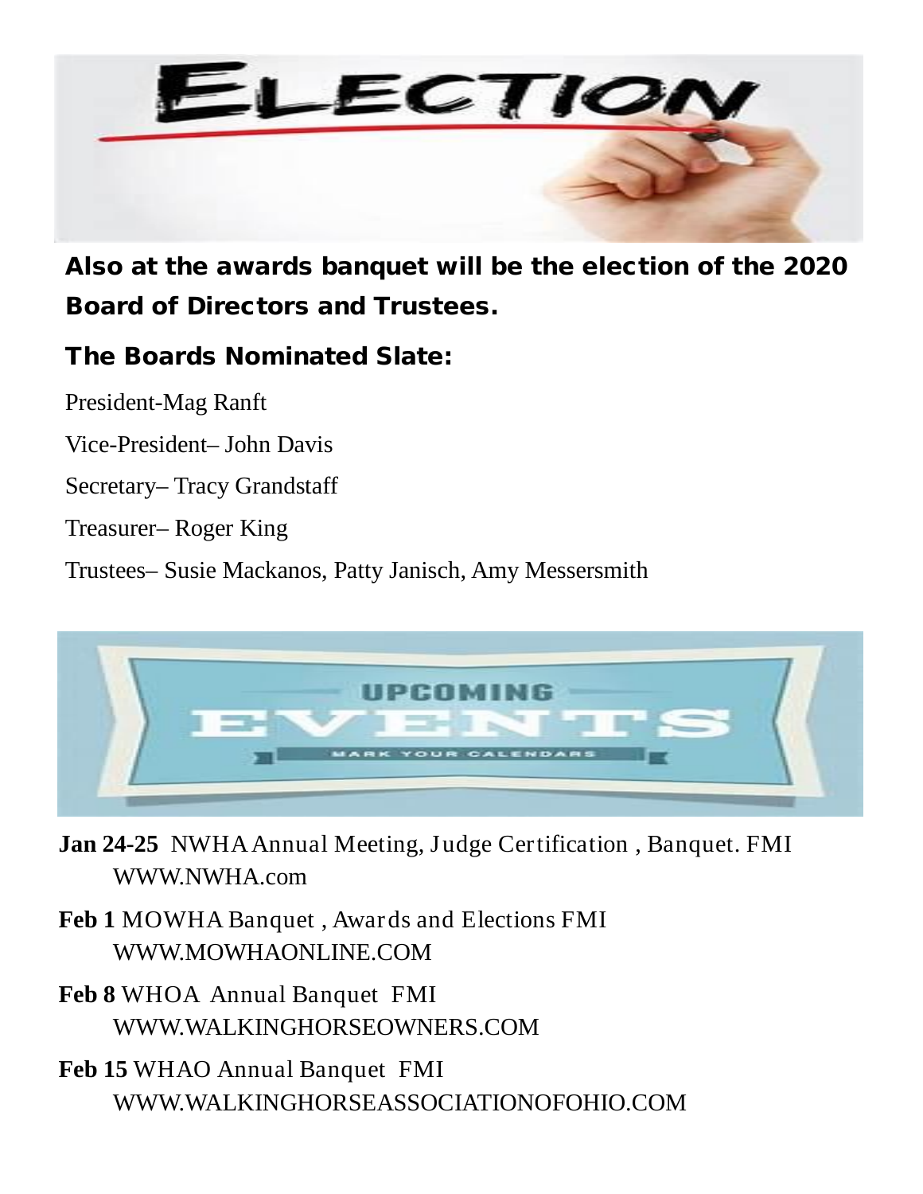# ELECTION

**Also at the awards banquet will be the election of the 2020 Board of Directors and Trustees.**

**The Boards Nominated Slate:**

President-Mag Ranft

Vice-President– John Davis

Secretary– Tracy Grandstaff

Treasurer– Roger King

Trustees– Susie Mackanos, Patty Janisch, Amy Messersmith

# UPCOMING EVENTS

MARK YOUR CALENDARS

**Jan 24-25** NWHA Annual Meeting, Judge Certification , Banquet. FMI WWW.NWHA.com

**Feb 1** MOWHA Banquet , Awards and Elections FMI WWW.MOWHAONLINE.COM

**Feb 8** WHOA Annual Banquet FMI WWW.WALKINGHORSEOWNERS.COM

**Feb 15** WHAO Annual Banquet FMI WWW.WALKINGHORSEASSOCIATIONOFOHIO.COM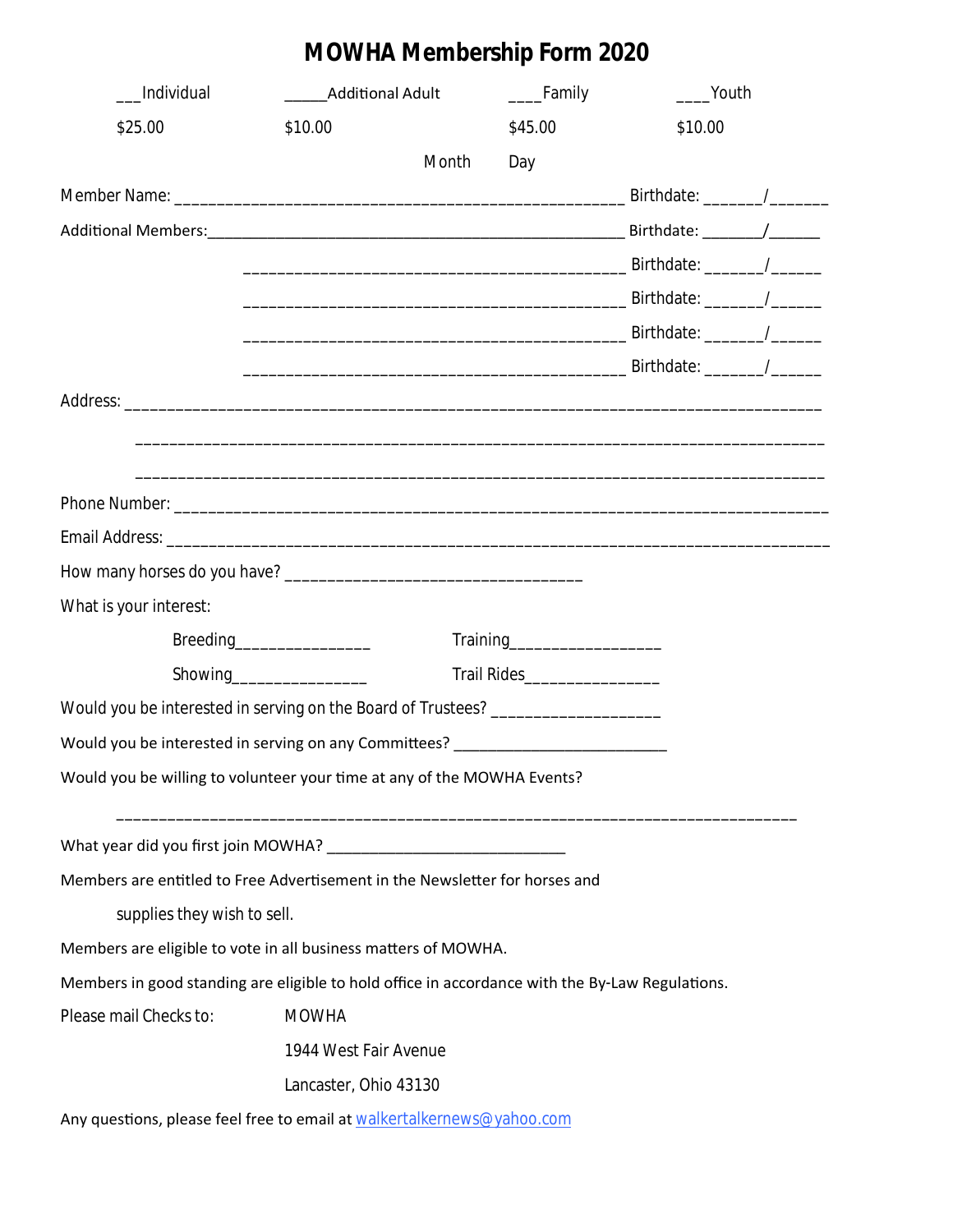# MOWHA Membership Form 2020

| ___Individual | _____Additional Adult | ____Family | ____Youth |
|---|---|---|---|
| $25.00 | $10.00 | $45.00 | $10.00 |

Month Day

Member Name: ___________________________________________________ Birthdate: _______/_______

Additional Members:_______________________________________________ Birthdate: _______/______

___________________________________________ Birthdate: _______/______

___________________________________________ Birthdate: _______/______

___________________________________________ Birthdate: _______/______

___________________________________________ Birthdate: _______/______

Address: ______________________________________________________________________________

______________________________________________________________________________

______________________________________________________________________________

Phone Number: _________________________________________________________________________

Email Address: _________________________________________________________________________

How many horses do you have? __________________________________

What is your interest:

Breeding_______________ Training_________________

Showing_______________ Trail Rides_______________

Would you be interested in serving on the Board of Trustees? ___________________

Would you be interested in serving on any Committees? ________________________

Would you be willing to volunteer your time at any of the MOWHA Events?

_____________________________________________________________________________

What year did you first join MOWHA? ___________________________

Members are entitled to Free Advertisement in the Newsletter for horses and supplies they wish to sell.

Members are eligible to vote in all business matters of MOWHA.

Members in good standing are eligible to hold office in accordance with the By-Law Regulations.

Please mail Checks to: MOWHA
1944 West Fair Avenue
Lancaster, Ohio 43130

Any questions, please feel free to email at walkertalkernews@yahoo.com